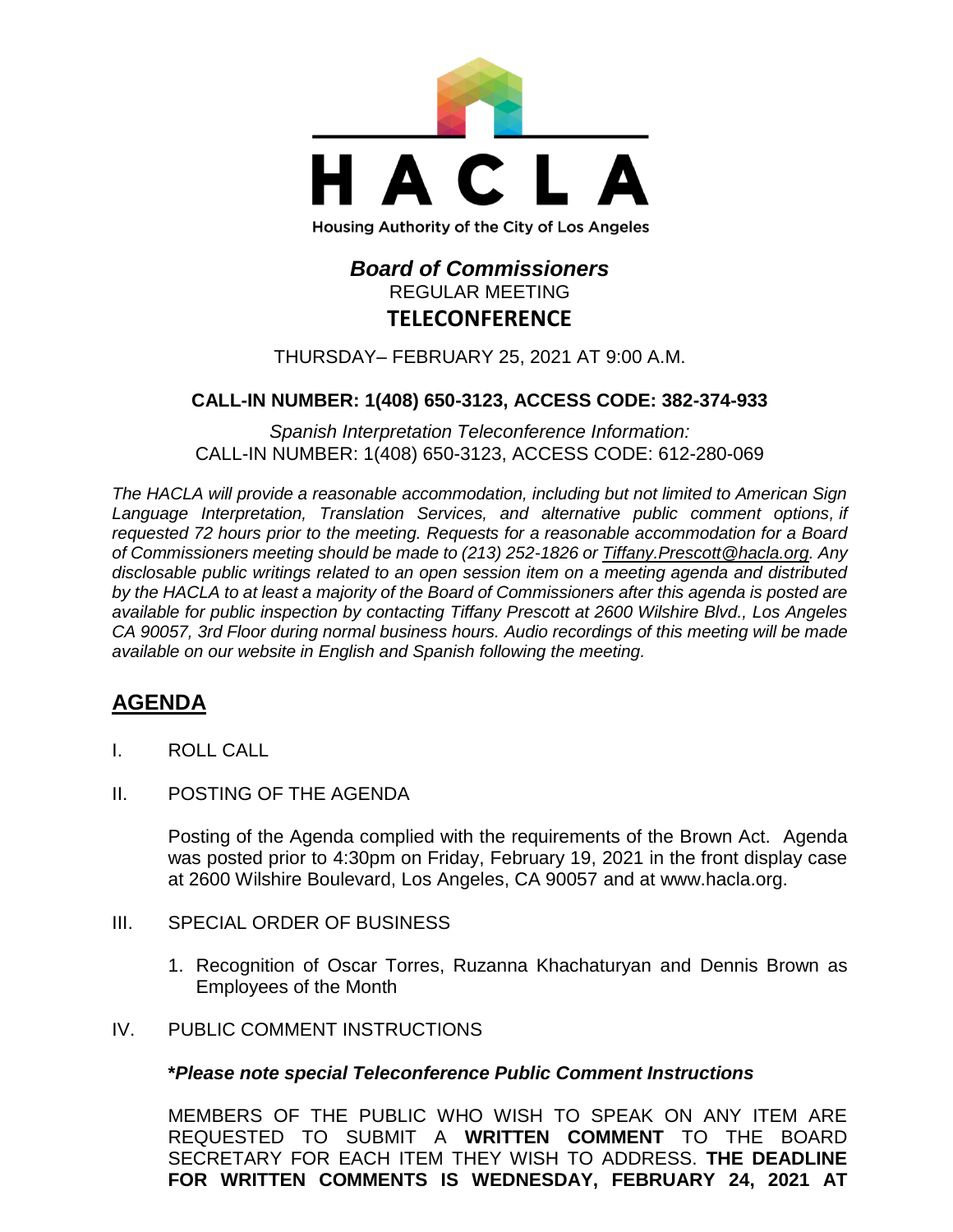HACLA

Housing Authority of the City of Los Angeles

# *Board of Commissioners*

REGULAR MEETING

**TELECONFERENCE**

THURSDAY– FEBRUARY 25, 2021 AT 9:00 A.M.

**CALL-IN NUMBER: 1(408) 650-3123, ACCESS CODE: 382-374-933**

*Spanish Interpretation Teleconference Information:*
CALL-IN NUMBER: 1(408) 650-3123, ACCESS CODE: 612-280-069

*The HACLA will provide a reasonable accommodation, including but not limited to American Sign Language Interpretation, Translation Services, and alternative public comment options, if requested 72 hours prior to the meeting. Requests for a reasonable accommodation for a Board of Commissioners meeting should be made to (213) 252-1826 or Tiffany.Prescott@hacla.org. Any disclosable public writings related to an open session item on a meeting agenda and distributed by the HACLA to at least a majority of the Board of Commissioners after this agenda is posted are available for public inspection by contacting Tiffany Prescott at 2600 Wilshire Blvd., Los Angeles CA 90057, 3rd Floor during normal business hours. Audio recordings of this meeting will be made available on our website in English and Spanish following the meeting.*

## AGENDA

I. ROLL CALL

II. POSTING OF THE AGENDA

Posting of the Agenda complied with the requirements of the Brown Act. Agenda was posted prior to 4:30pm on Friday, February 19, 2021 in the front display case at 2600 Wilshire Boulevard, Los Angeles, CA 90057 and at www.hacla.org.

III. SPECIAL ORDER OF BUSINESS

1. Recognition of Oscar Torres, Ruzanna Khachaturyan and Dennis Brown as Employees of the Month

IV. PUBLIC COMMENT INSTRUCTIONS

***Please note special Teleconference Public Comment Instructions***

MEMBERS OF THE PUBLIC WHO WISH TO SPEAK ON ANY ITEM ARE REQUESTED TO SUBMIT A **WRITTEN COMMENT** TO THE BOARD SECRETARY FOR EACH ITEM THEY WISH TO ADDRESS. **THE DEADLINE FOR WRITTEN COMMENTS IS WEDNESDAY, FEBRUARY 24, 2021 AT**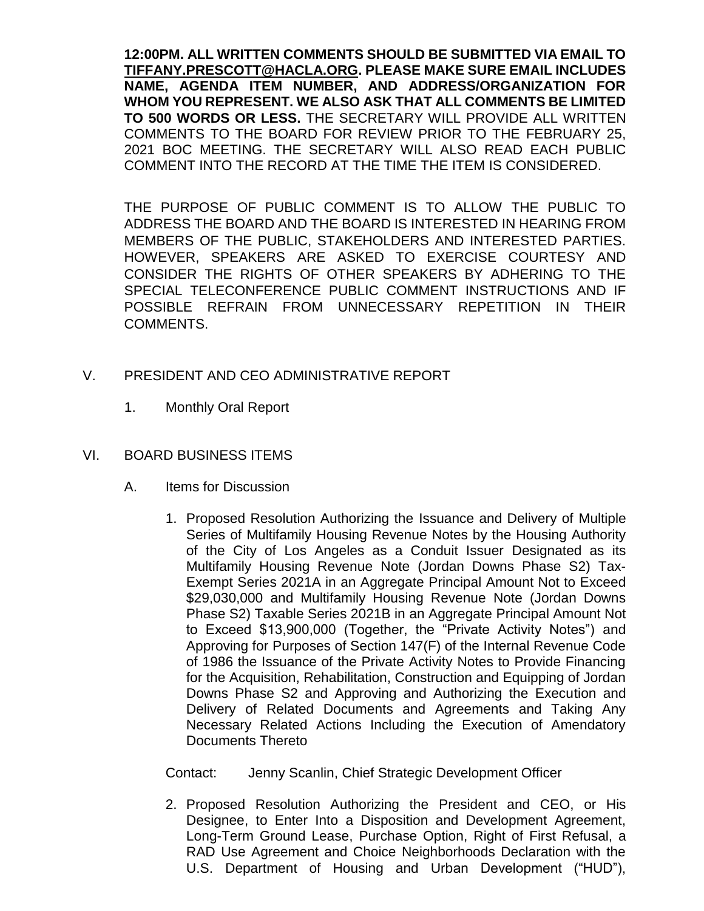**12:00PM. ALL WRITTEN COMMENTS SHOULD BE SUBMITTED VIA EMAIL TO TIFFANY.PRESCOTT@HACLA.ORG. PLEASE MAKE SURE EMAIL INCLUDES NAME, AGENDA ITEM NUMBER, AND ADDRESS/ORGANIZATION FOR WHOM YOU REPRESENT. WE ALSO ASK THAT ALL COMMENTS BE LIMITED TO 500 WORDS OR LESS.** THE SECRETARY WILL PROVIDE ALL WRITTEN COMMENTS TO THE BOARD FOR REVIEW PRIOR TO THE FEBRUARY 25, 2021 BOC MEETING. THE SECRETARY WILL ALSO READ EACH PUBLIC COMMENT INTO THE RECORD AT THE TIME THE ITEM IS CONSIDERED.

THE PURPOSE OF PUBLIC COMMENT IS TO ALLOW THE PUBLIC TO ADDRESS THE BOARD AND THE BOARD IS INTERESTED IN HEARING FROM MEMBERS OF THE PUBLIC, STAKEHOLDERS AND INTERESTED PARTIES. HOWEVER, SPEAKERS ARE ASKED TO EXERCISE COURTESY AND CONSIDER THE RIGHTS OF OTHER SPEAKERS BY ADHERING TO THE SPECIAL TELECONFERENCE PUBLIC COMMENT INSTRUCTIONS AND IF POSSIBLE REFRAIN FROM UNNECESSARY REPETITION IN THEIR COMMENTS.

V. PRESIDENT AND CEO ADMINISTRATIVE REPORT

1. Monthly Oral Report

VI. BOARD BUSINESS ITEMS

A. Items for Discussion

1. Proposed Resolution Authorizing the Issuance and Delivery of Multiple Series of Multifamily Housing Revenue Notes by the Housing Authority of the City of Los Angeles as a Conduit Issuer Designated as its Multifamily Housing Revenue Note (Jordan Downs Phase S2) Tax-Exempt Series 2021A in an Aggregate Principal Amount Not to Exceed $29,030,000 and Multifamily Housing Revenue Note (Jordan Downs Phase S2) Taxable Series 2021B in an Aggregate Principal Amount Not to Exceed $13,900,000 (Together, the "Private Activity Notes") and Approving for Purposes of Section 147(F) of the Internal Revenue Code of 1986 the Issuance of the Private Activity Notes to Provide Financing for the Acquisition, Rehabilitation, Construction and Equipping of Jordan Downs Phase S2 and Approving and Authorizing the Execution and Delivery of Related Documents and Agreements and Taking Any Necessary Related Actions Including the Execution of Amendatory Documents Thereto

   Contact: Jenny Scanlin, Chief Strategic Development Officer

2. Proposed Resolution Authorizing the President and CEO, or His Designee, to Enter Into a Disposition and Development Agreement, Long-Term Ground Lease, Purchase Option, Right of First Refusal, a RAD Use Agreement and Choice Neighborhoods Declaration with the U.S. Department of Housing and Urban Development ("HUD"),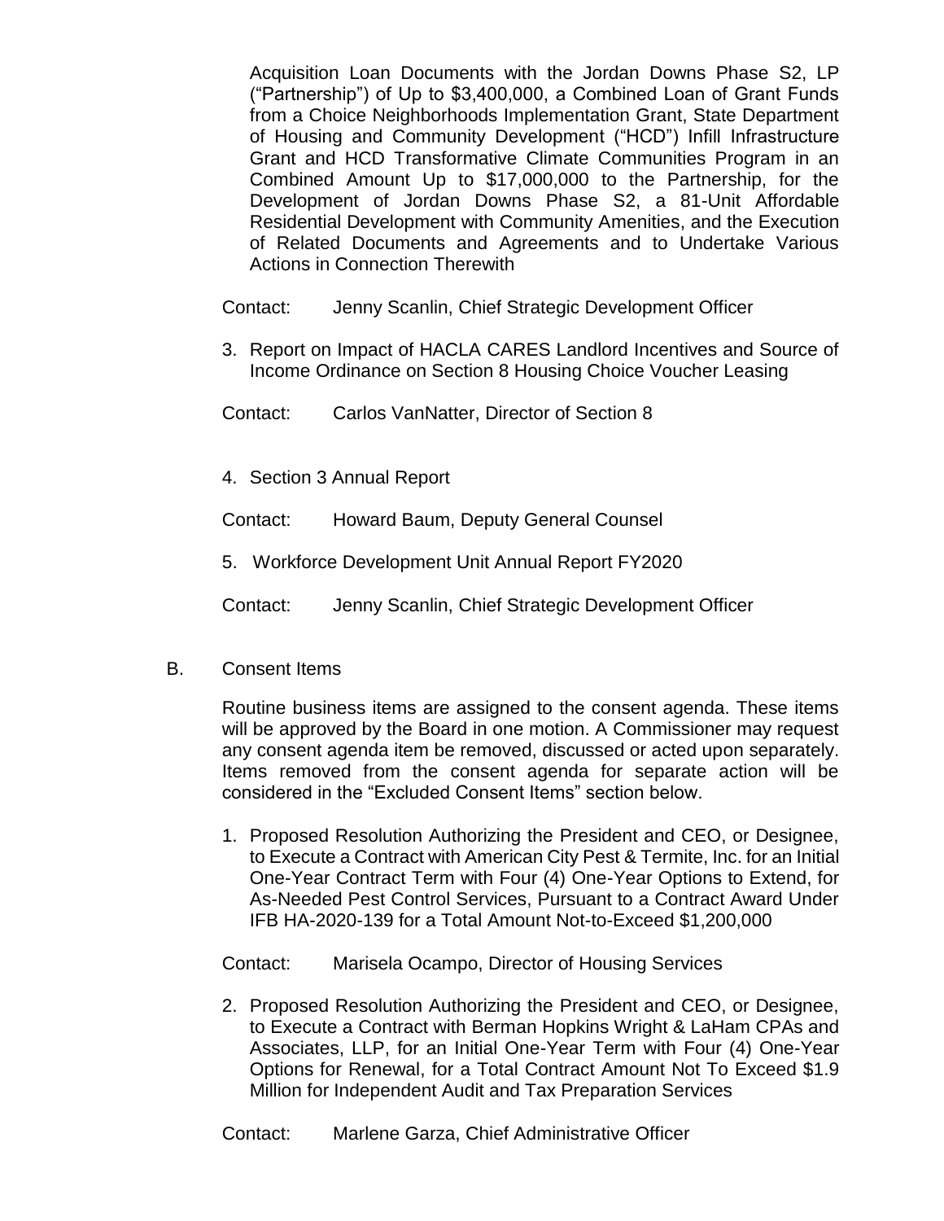Acquisition Loan Documents with the Jordan Downs Phase S2, LP ("Partnership") of Up to $3,400,000, a Combined Loan of Grant Funds from a Choice Neighborhoods Implementation Grant, State Department of Housing and Community Development ("HCD") Infill Infrastructure Grant and HCD Transformative Climate Communities Program in an Combined Amount Up to $17,000,000 to the Partnership, for the Development of Jordan Downs Phase S2, a 81-Unit Affordable Residential Development with Community Amenities, and the Execution of Related Documents and Agreements and to Undertake Various Actions in Connection Therewith

Contact: Jenny Scanlin, Chief Strategic Development Officer

3. Report on Impact of HACLA CARES Landlord Incentives and Source of Income Ordinance on Section 8 Housing Choice Voucher Leasing

Contact: Carlos VanNatter, Director of Section 8

4. Section 3 Annual Report

Contact: Howard Baum, Deputy General Counsel

5. Workforce Development Unit Annual Report FY2020

Contact: Jenny Scanlin, Chief Strategic Development Officer

B. Consent Items

Routine business items are assigned to the consent agenda. These items will be approved by the Board in one motion. A Commissioner may request any consent agenda item be removed, discussed or acted upon separately. Items removed from the consent agenda for separate action will be considered in the "Excluded Consent Items" section below.

1. Proposed Resolution Authorizing the President and CEO, or Designee, to Execute a Contract with American City Pest & Termite, Inc. for an Initial One-Year Contract Term with Four (4) One-Year Options to Extend, for As-Needed Pest Control Services, Pursuant to a Contract Award Under IFB HA-2020-139 for a Total Amount Not-to-Exceed $1,200,000

Contact: Marisela Ocampo, Director of Housing Services

2. Proposed Resolution Authorizing the President and CEO, or Designee, to Execute a Contract with Berman Hopkins Wright & LaHam CPAs and Associates, LLP, for an Initial One-Year Term with Four (4) One-Year Options for Renewal, for a Total Contract Amount Not To Exceed $1.9 Million for Independent Audit and Tax Preparation Services

Contact: Marlene Garza, Chief Administrative Officer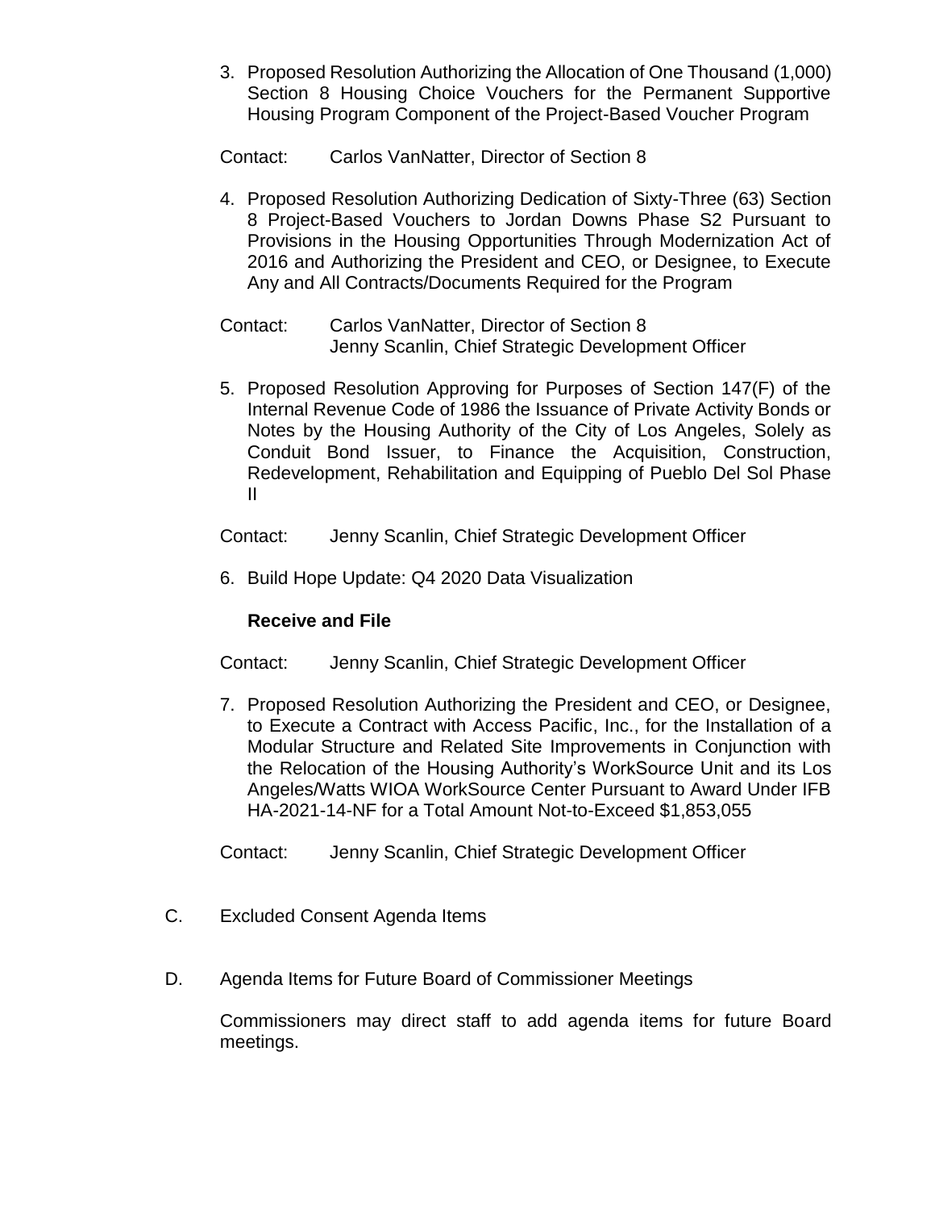3. Proposed Resolution Authorizing the Allocation of One Thousand (1,000) Section 8 Housing Choice Vouchers for the Permanent Supportive Housing Program Component of the Project-Based Voucher Program

   Contact: Carlos VanNatter, Director of Section 8

4. Proposed Resolution Authorizing Dedication of Sixty-Three (63) Section 8 Project-Based Vouchers to Jordan Downs Phase S2 Pursuant to Provisions in the Housing Opportunities Through Modernization Act of 2016 and Authorizing the President and CEO, or Designee, to Execute Any and All Contracts/Documents Required for the Program

   Contact: Carlos VanNatter, Director of Section 8
   Jenny Scanlin, Chief Strategic Development Officer

5. Proposed Resolution Approving for Purposes of Section 147(F) of the Internal Revenue Code of 1986 the Issuance of Private Activity Bonds or Notes by the Housing Authority of the City of Los Angeles, Solely as Conduit Bond Issuer, to Finance the Acquisition, Construction, Redevelopment, Rehabilitation and Equipping of Pueblo Del Sol Phase II

   Contact: Jenny Scanlin, Chief Strategic Development Officer

6. Build Hope Update: Q4 2020 Data Visualization

   **Receive and File**

   Contact: Jenny Scanlin, Chief Strategic Development Officer

7. Proposed Resolution Authorizing the President and CEO, or Designee, to Execute a Contract with Access Pacific, Inc., for the Installation of a Modular Structure and Related Site Improvements in Conjunction with the Relocation of the Housing Authority's WorkSource Unit and its Los Angeles/Watts WIOA WorkSource Center Pursuant to Award Under IFB HA-2021-14-NF for a Total Amount Not-to-Exceed $1,853,055

   Contact: Jenny Scanlin, Chief Strategic Development Officer

C. Excluded Consent Agenda Items

D. Agenda Items for Future Board of Commissioner Meetings

   Commissioners may direct staff to add agenda items for future Board meetings.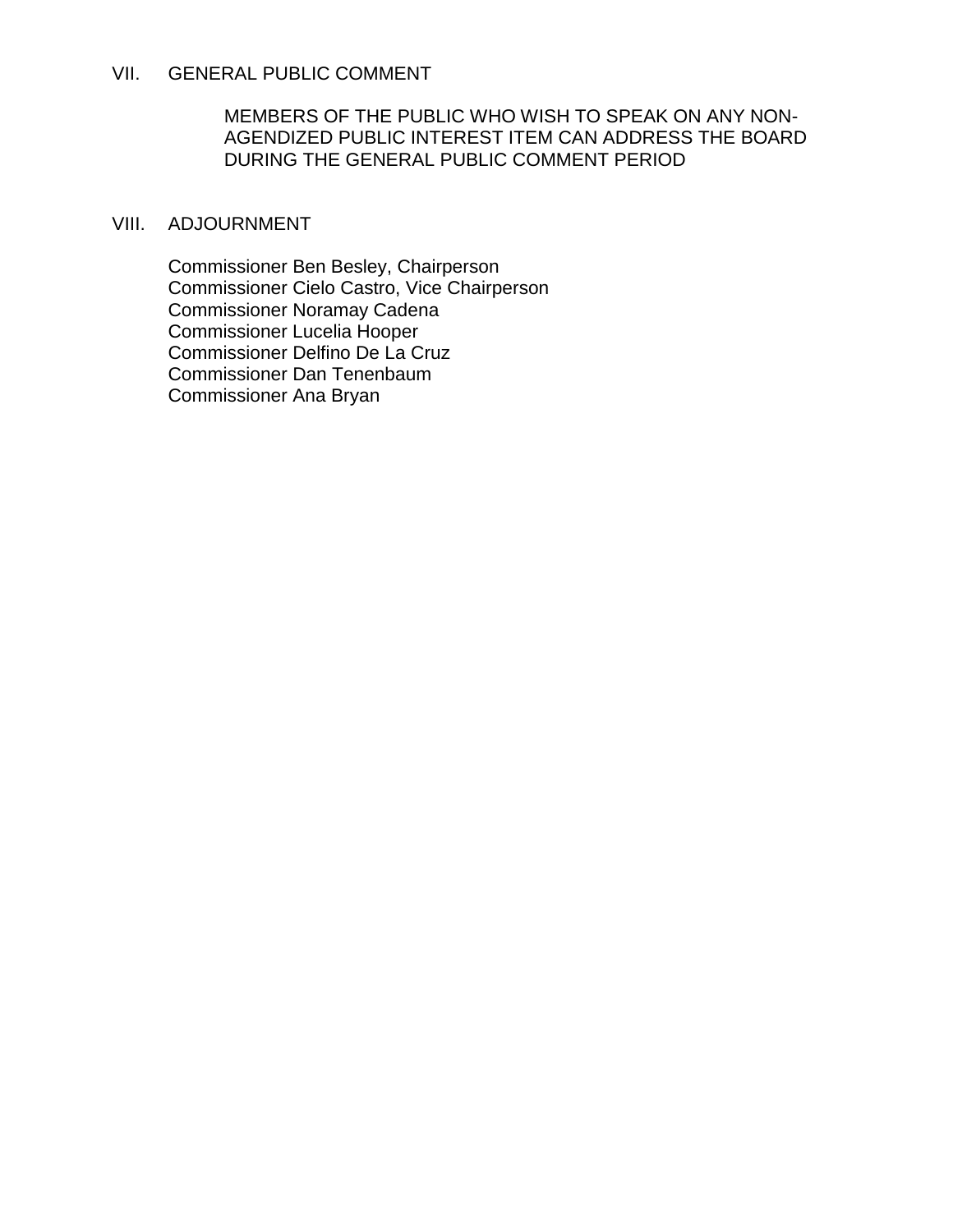## VII. GENERAL PUBLIC COMMENT

MEMBERS OF THE PUBLIC WHO WISH TO SPEAK ON ANY NON-AGENDIZED PUBLIC INTEREST ITEM CAN ADDRESS THE BOARD DURING THE GENERAL PUBLIC COMMENT PERIOD

## VIII. ADJOURNMENT

Commissioner Ben Besley, Chairperson
Commissioner Cielo Castro, Vice Chairperson
Commissioner Noramay Cadena
Commissioner Lucelia Hooper
Commissioner Delfino De La Cruz
Commissioner Dan Tenenbaum
Commissioner Ana Bryan